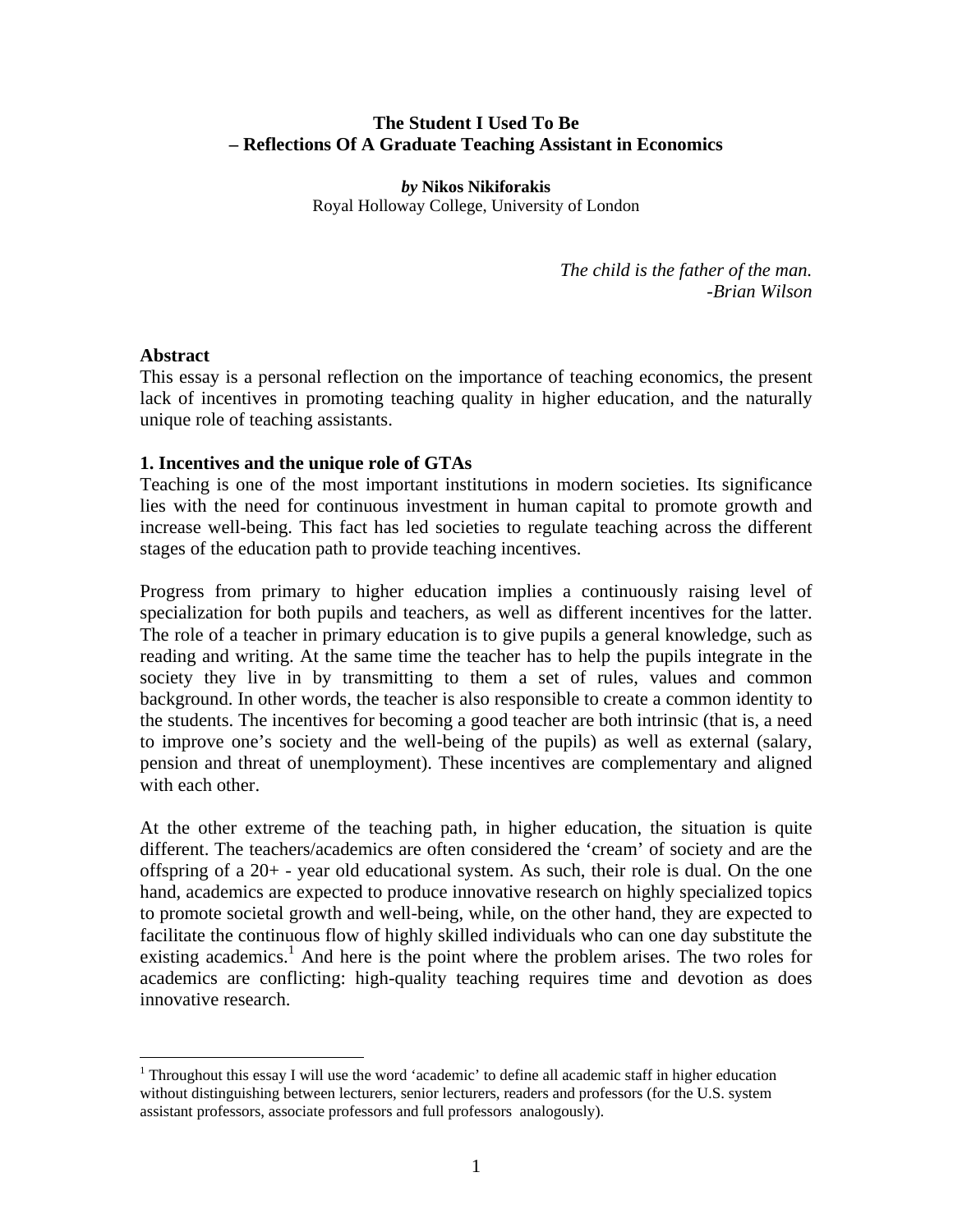# The Student I Used To Be – Reflections Of A Graduate Teaching Assistant in Economics

*by* **Nikos Nikiforakis**
Royal Holloway College, University of London

> *The child is the father of the man.*
> *-Brian Wilson*

**Abstract**

This essay is a personal reflection on the importance of teaching economics, the present lack of incentives in promoting teaching quality in higher education, and the naturally unique role of teaching assistants.

## 1. Incentives and the unique role of GTAs

Teaching is one of the most important institutions in modern societies. Its significance lies with the need for continuous investment in human capital to promote growth and increase well-being. This fact has led societies to regulate teaching across the different stages of the education path to provide teaching incentives.

Progress from primary to higher education implies a continuously raising level of specialization for both pupils and teachers, as well as different incentives for the latter. The role of a teacher in primary education is to give pupils a general knowledge, such as reading and writing. At the same time the teacher has to help the pupils integrate in the society they live in by transmitting to them a set of rules, values and common background. In other words, the teacher is also responsible to create a common identity to the students. The incentives for becoming a good teacher are both intrinsic (that is, a need to improve one's society and the well-being of the pupils) as well as external (salary, pension and threat of unemployment). These incentives are complementary and aligned with each other.

At the other extreme of the teaching path, in higher education, the situation is quite different. The teachers/academics are often considered the 'cream' of society and are the offspring of a 20+ - year old educational system. As such, their role is dual. On the one hand, academics are expected to produce innovative research on highly specialized topics to promote societal growth and well-being, while, on the other hand, they are expected to facilitate the continuous flow of highly skilled individuals who can one day substitute the existing academics.[1] And here is the point where the problem arises. The two roles for academics are conflicting: high-quality teaching requires time and devotion as does innovative research.

[1] Throughout this essay I will use the word 'academic' to define all academic staff in higher education without distinguishing between lecturers, senior lecturers, readers and professors (for the U.S. system assistant professors, associate professors and full professors analogously).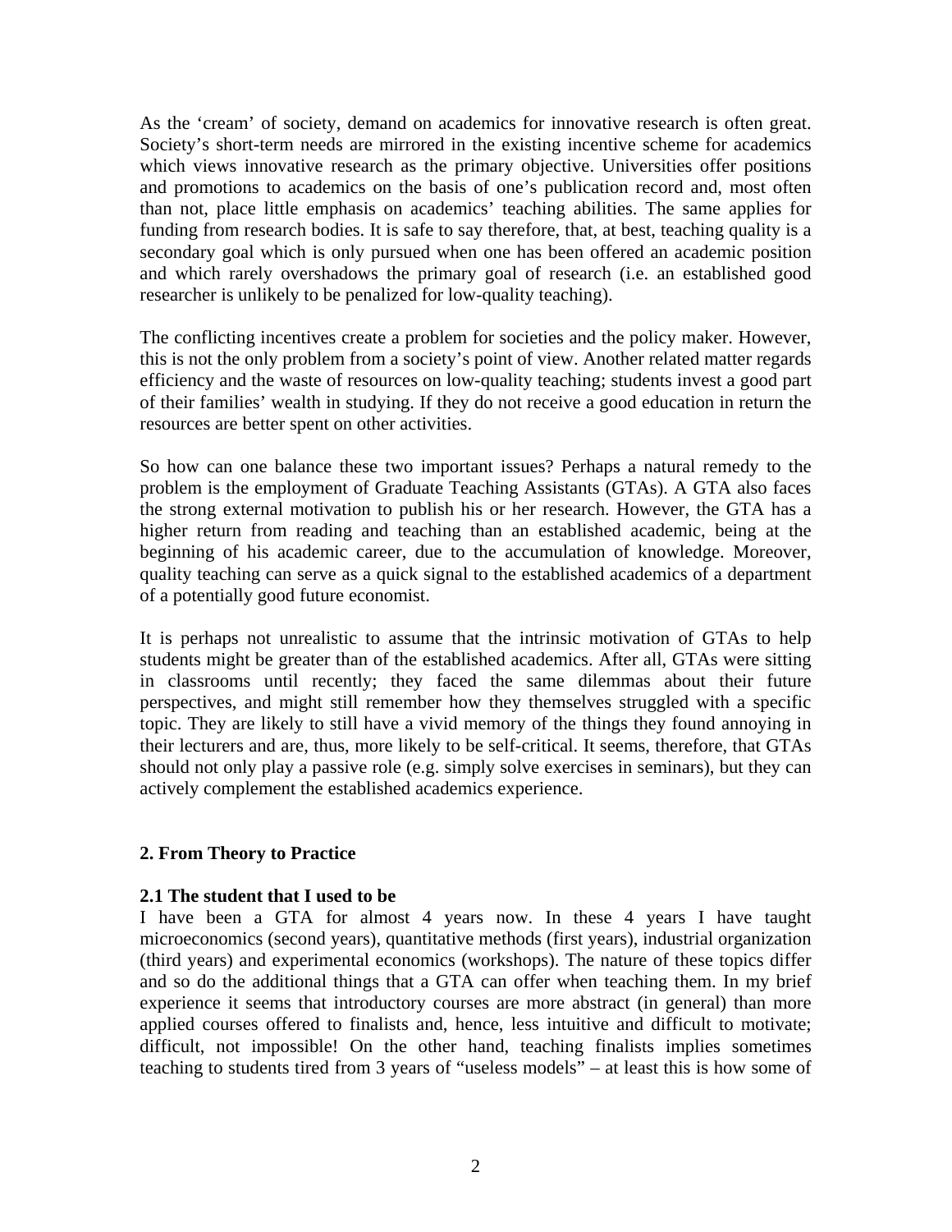As the 'cream' of society, demand on academics for innovative research is often great. Society's short-term needs are mirrored in the existing incentive scheme for academics which views innovative research as the primary objective. Universities offer positions and promotions to academics on the basis of one's publication record and, most often than not, place little emphasis on academics' teaching abilities. The same applies for funding from research bodies. It is safe to say therefore, that, at best, teaching quality is a secondary goal which is only pursued when one has been offered an academic position and which rarely overshadows the primary goal of research (i.e. an established good researcher is unlikely to be penalized for low-quality teaching).

The conflicting incentives create a problem for societies and the policy maker. However, this is not the only problem from a society's point of view. Another related matter regards efficiency and the waste of resources on low-quality teaching; students invest a good part of their families' wealth in studying. If they do not receive a good education in return the resources are better spent on other activities.

So how can one balance these two important issues? Perhaps a natural remedy to the problem is the employment of Graduate Teaching Assistants (GTAs). A GTA also faces the strong external motivation to publish his or her research. However, the GTA has a higher return from reading and teaching than an established academic, being at the beginning of his academic career, due to the accumulation of knowledge. Moreover, quality teaching can serve as a quick signal to the established academics of a department of a potentially good future economist.

It is perhaps not unrealistic to assume that the intrinsic motivation of GTAs to help students might be greater than of the established academics. After all, GTAs were sitting in classrooms until recently; they faced the same dilemmas about their future perspectives, and might still remember how they themselves struggled with a specific topic. They are likely to still have a vivid memory of the things they found annoying in their lecturers and are, thus, more likely to be self-critical. It seems, therefore, that GTAs should not only play a passive role (e.g. simply solve exercises in seminars), but they can actively complement the established academics experience.

## 2. From Theory to Practice

### 2.1 The student that I used to be

I have been a GTA for almost 4 years now. In these 4 years I have taught microeconomics (second years), quantitative methods (first years), industrial organization (third years) and experimental economics (workshops). The nature of these topics differ and so do the additional things that a GTA can offer when teaching them. In my brief experience it seems that introductory courses are more abstract (in general) than more applied courses offered to finalists and, hence, less intuitive and difficult to motivate; difficult, not impossible! On the other hand, teaching finalists implies sometimes teaching to students tired from 3 years of "useless models" – at least this is how some of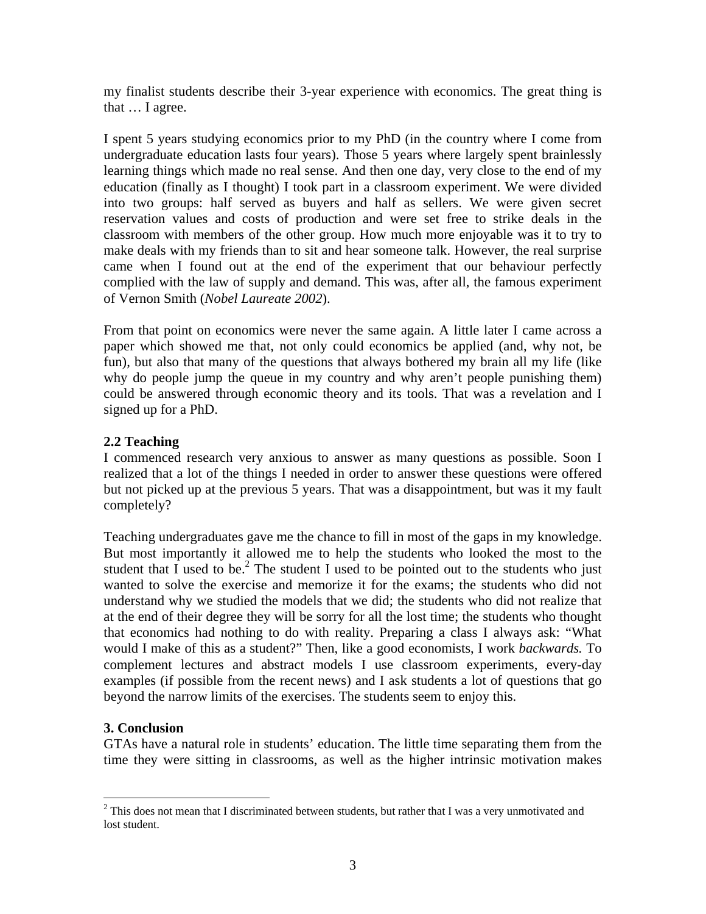my finalist students describe their 3-year experience with economics. The great thing is that … I agree.

I spent 5 years studying economics prior to my PhD (in the country where I come from undergraduate education lasts four years). Those 5 years where largely spent brainlessly learning things which made no real sense. And then one day, very close to the end of my education (finally as I thought) I took part in a classroom experiment. We were divided into two groups: half served as buyers and half as sellers. We were given secret reservation values and costs of production and were set free to strike deals in the classroom with members of the other group. How much more enjoyable was it to try to make deals with my friends than to sit and hear someone talk. However, the real surprise came when I found out at the end of the experiment that our behaviour perfectly complied with the law of supply and demand. This was, after all, the famous experiment of Vernon Smith (*Nobel Laureate 2002*).

From that point on economics were never the same again. A little later I came across a paper which showed me that, not only could economics be applied (and, why not, be fun), but also that many of the questions that always bothered my brain all my life (like why do people jump the queue in my country and why aren't people punishing them) could be answered through economic theory and its tools. That was a revelation and I signed up for a PhD.

### 2.2 Teaching

I commenced research very anxious to answer as many questions as possible. Soon I realized that a lot of the things I needed in order to answer these questions were offered but not picked up at the previous 5 years. That was a disappointment, but was it my fault completely?

Teaching undergraduates gave me the chance to fill in most of the gaps in my knowledge. But most importantly it allowed me to help the students who looked the most to the student that I used to be.[2] The student I used to be pointed out to the students who just wanted to solve the exercise and memorize it for the exams; the students who did not understand why we studied the models that we did; the students who did not realize that at the end of their degree they will be sorry for all the lost time; the students who thought that economics had nothing to do with reality. Preparing a class I always ask: "What would I make of this as a student?" Then, like a good economists, I work *backwards.* To complement lectures and abstract models I use classroom experiments, every-day examples (if possible from the recent news) and I ask students a lot of questions that go beyond the narrow limits of the exercises. The students seem to enjoy this.

## 3. Conclusion

GTAs have a natural role in students' education. The little time separating them from the time they were sitting in classrooms, as well as the higher intrinsic motivation makes

---

[2] This does not mean that I discriminated between students, but rather that I was a very unmotivated and lost student.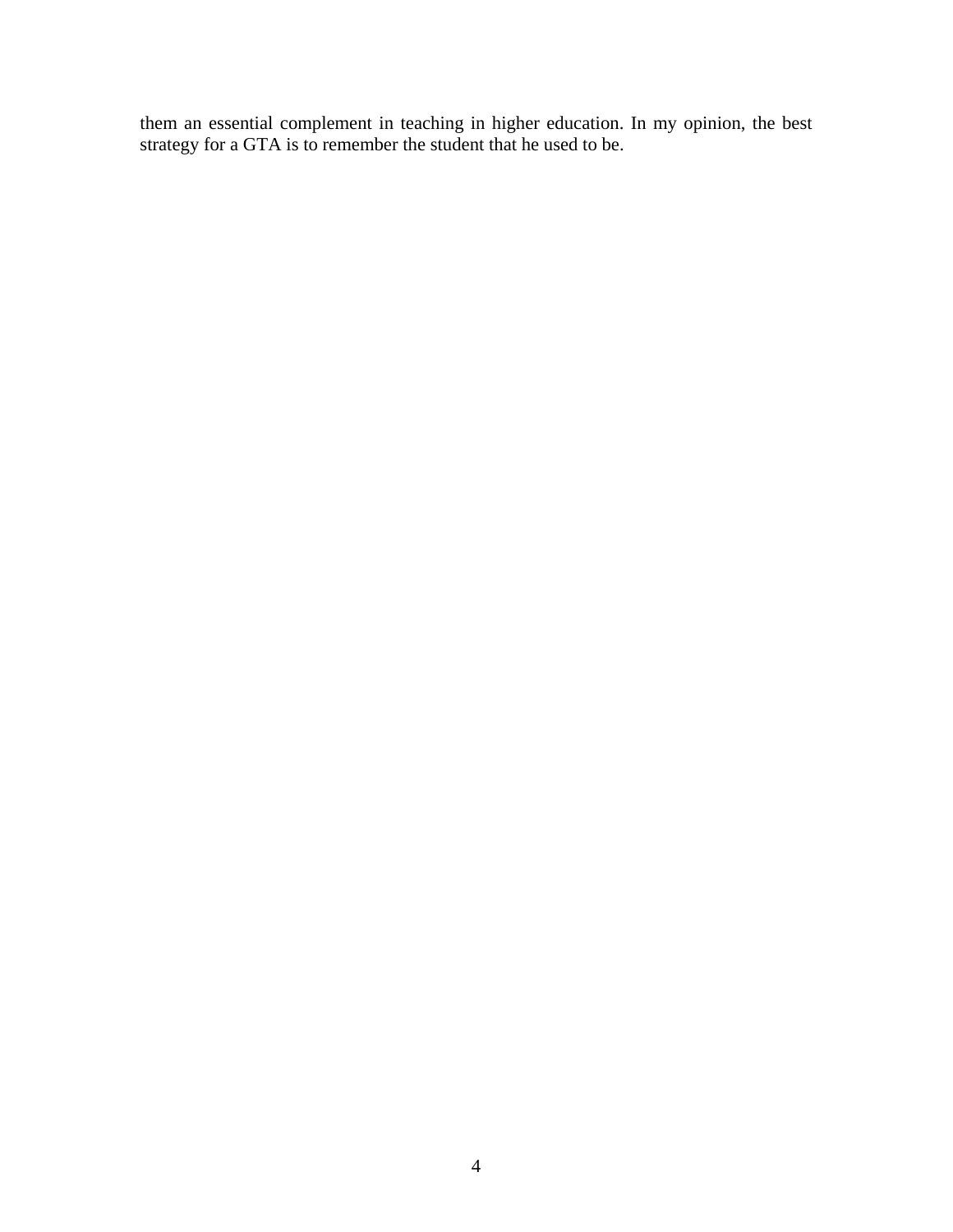them an essential complement in teaching in higher education. In my opinion, the best strategy for a GTA is to remember the student that he used to be.